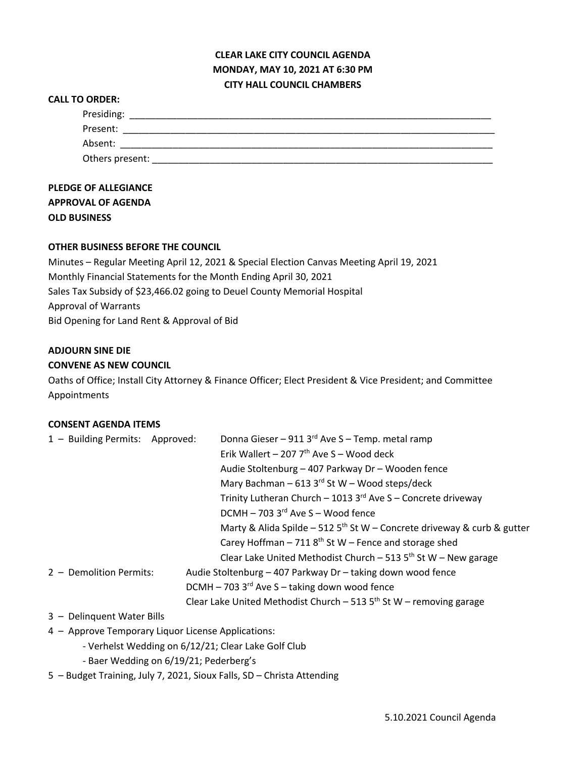**CLEAR LAKE CITY COUNCIL AGENDA**
**MONDAY, MAY 10, 2021 AT 6:30 PM**
**CITY HALL COUNCIL CHAMBERS**

**CALL TO ORDER:**

Presiding: ______________________________________________________________________

Present: _______________________________________________________________________

Absent: ________________________________________________________________________

Others present: __________________________________________________________________

**PLEDGE OF ALLEGIANCE**

**APPROVAL OF AGENDA**

**OLD BUSINESS**

**OTHER BUSINESS BEFORE THE COUNCIL**

Minutes – Regular Meeting April 12, 2021 & Special Election Canvas Meeting April 19, 2021
Monthly Financial Statements for the Month Ending April 30, 2021
Sales Tax Subsidy of $23,466.02 going to Deuel County Memorial Hospital
Approval of Warrants
Bid Opening for Land Rent & Approval of Bid

**ADJOURN SINE DIE**

**CONVENE AS NEW COUNCIL**

Oaths of Office; Install City Attorney & Finance Officer; Elect President & Vice President; and Committee Appointments

**CONSENT AGENDA ITEMS**

1 – Building Permits: Approved:
- Donna Gieser – 911 3rd Ave S – Temp. metal ramp
- Erik Wallert – 207 7th Ave S – Wood deck
- Audie Stoltenburg – 407 Parkway Dr – Wooden fence
- Mary Bachman – 613 3rd St W – Wood steps/deck
- Trinity Lutheran Church – 1013 3rd Ave S – Concrete driveway
- DCMH – 703 3rd Ave S – Wood fence
- Marty & Alida Spilde – 512 5th St W – Concrete driveway & curb & gutter
- Carey Hoffman – 711 8th St W – Fence and storage shed
- Clear Lake United Methodist Church – 513 5th St W – New garage

2 – Demolition Permits:
- Audie Stoltenburg – 407 Parkway Dr – taking down wood fence
- DCMH – 703 3rd Ave S – taking down wood fence
- Clear Lake United Methodist Church – 513 5th St W – removing garage

3 – Delinquent Water Bills

4 – Approve Temporary Liquor License Applications:
- Verhelst Wedding on 6/12/21; Clear Lake Golf Club
- Baer Wedding on 6/19/21; Pederberg's

5 – Budget Training, July 7, 2021, Sioux Falls, SD – Christa Attending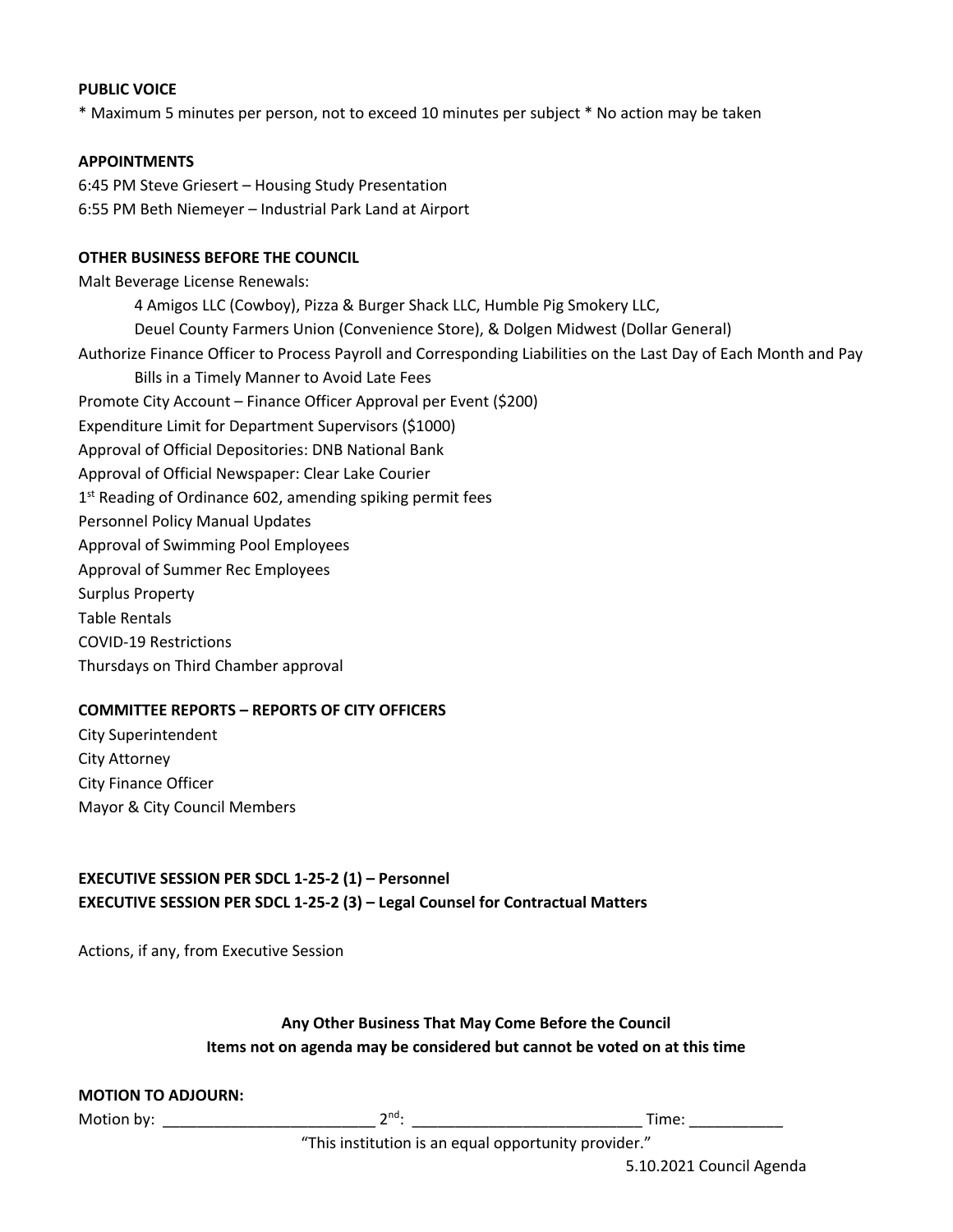**PUBLIC VOICE**

* Maximum 5 minutes per person, not to exceed 10 minutes per subject * No action may be taken

**APPOINTMENTS**

6:45 PM Steve Griesert – Housing Study Presentation
6:55 PM Beth Niemeyer – Industrial Park Land at Airport

**OTHER BUSINESS BEFORE THE COUNCIL**

Malt Beverage License Renewals:
    4 Amigos LLC (Cowboy), Pizza & Burger Shack LLC, Humble Pig Smokery LLC,
    Deuel County Farmers Union (Convenience Store), & Dolgen Midwest (Dollar General)
Authorize Finance Officer to Process Payroll and Corresponding Liabilities on the Last Day of Each Month and Pay
    Bills in a Timely Manner to Avoid Late Fees
Promote City Account – Finance Officer Approval per Event ($200)
Expenditure Limit for Department Supervisors ($1000)
Approval of Official Depositories: DNB National Bank
Approval of Official Newspaper: Clear Lake Courier
1st Reading of Ordinance 602, amending spiking permit fees
Personnel Policy Manual Updates
Approval of Swimming Pool Employees
Approval of Summer Rec Employees
Surplus Property
Table Rentals
COVID-19 Restrictions
Thursdays on Third Chamber approval

**COMMITTEE REPORTS – REPORTS OF CITY OFFICERS**

City Superintendent
City Attorney
City Finance Officer
Mayor & City Council Members

**EXECUTIVE SESSION PER SDCL 1-25-2 (1) – Personnel**
**EXECUTIVE SESSION PER SDCL 1-25-2 (3) – Legal Counsel for Contractual Matters**

Actions, if any, from Executive Session

**Any Other Business That May Come Before the Council**
**Items not on agenda may be considered but cannot be voted on at this time**

**MOTION TO ADJOURN:**

Motion by: ________________________ 2nd: __________________________ Time: ___________

"This institution is an equal opportunity provider."

5.10.2021 Council Agenda